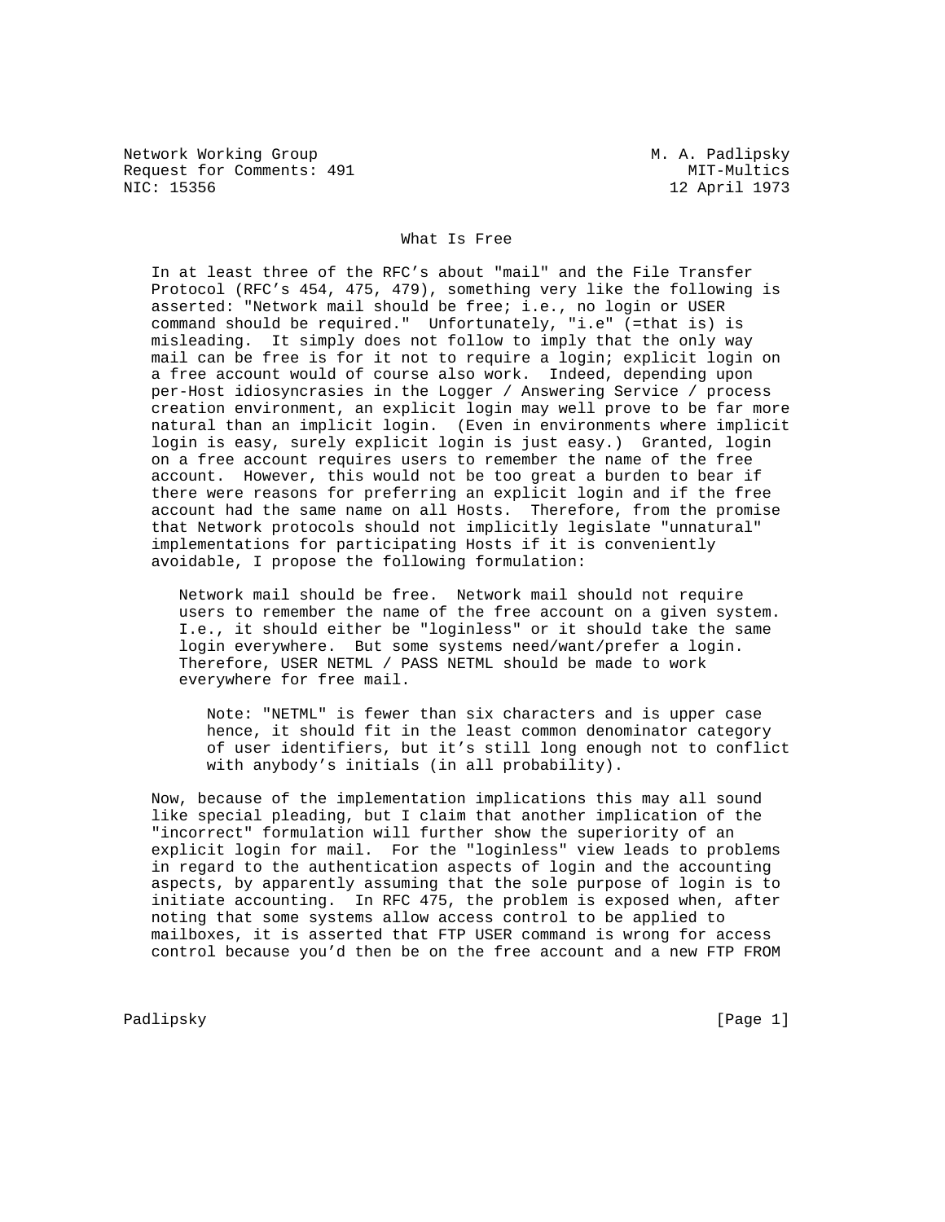Network Working Group M. A. Padlipsky
Request for Comments: 491 MIT-Multics
NIC: 15356 12 April 1973

# What Is Free

In at least three of the RFC's about "mail" and the File Transfer Protocol (RFC's 454, 475, 479), something very like the following is asserted: "Network mail should be free; i.e., no login or USER command should be required." Unfortunately, "i.e" (=that is) is misleading. It simply does not follow to imply that the only way mail can be free is for it not to require a login; explicit login on a free account would of course also work. Indeed, depending upon per-Host idiosyncrasies in the Logger / Answering Service / process creation environment, an explicit login may well prove to be far more natural than an implicit login. (Even in environments where implicit login is easy, surely explicit login is just easy.) Granted, login on a free account requires users to remember the name of the free account. However, this would not be too great a burden to bear if there were reasons for preferring an explicit login and if the free account had the same name on all Hosts. Therefore, from the promise that Network protocols should not implicitly legislate "unnatural" implementations for participating Hosts if it is conveniently avoidable, I propose the following formulation:

> Network mail should be free. Network mail should not require users to remember the name of the free account on a given system. I.e., it should either be "loginless" or it should take the same login everywhere. But some systems need/want/prefer a login. Therefore, USER NETML / PASS NETML should be made to work everywhere for free mail.
>
> > Note: "NETML" is fewer than six characters and is upper case hence, it should fit in the least common denominator category of user identifiers, but it's still long enough not to conflict with anybody's initials (in all probability).

Now, because of the implementation implications this may all sound like special pleading, but I claim that another implication of the "incorrect" formulation will further show the superiority of an explicit login for mail. For the "loginless" view leads to problems in regard to the authentication aspects of login and the accounting aspects, by apparently assuming that the sole purpose of login is to initiate accounting. In RFC 475, the problem is exposed when, after noting that some systems allow access control to be applied to mailboxes, it is asserted that FTP USER command is wrong for access control because you'd then be on the free account and a new FTP FROM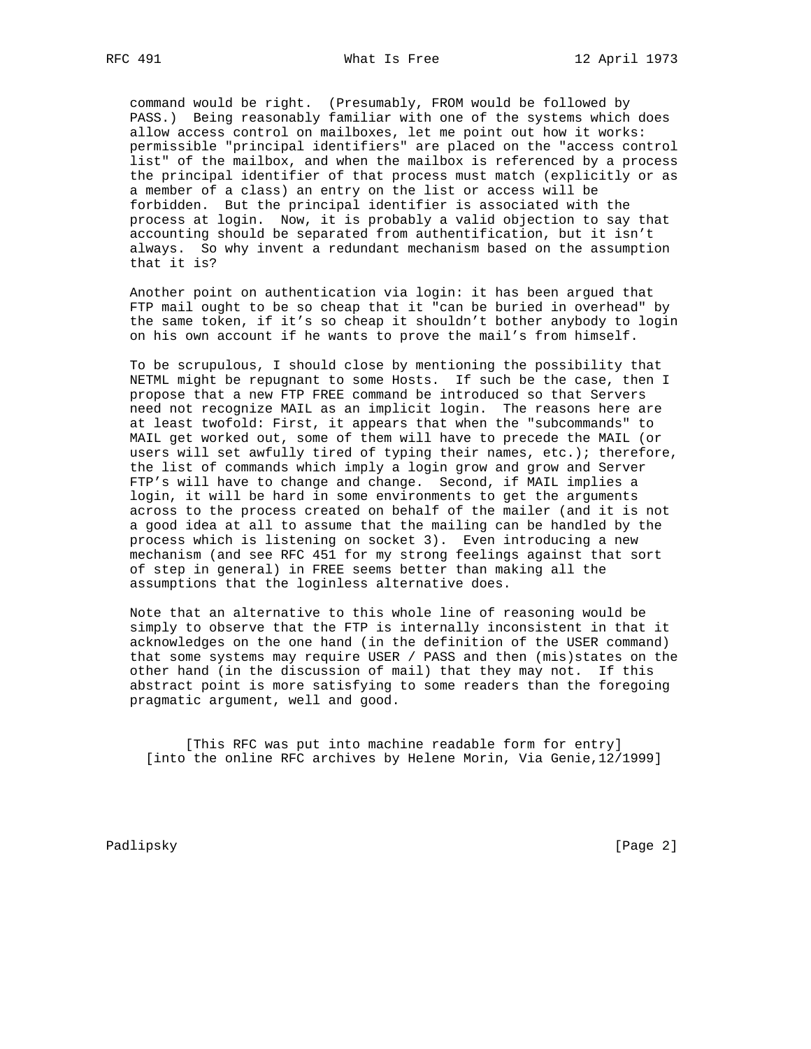command would be right. (Presumably, FROM would be followed by PASS.) Being reasonably familiar with one of the systems which does allow access control on mailboxes, let me point out how it works: permissible "principal identifiers" are placed on the "access control list" of the mailbox, and when the mailbox is referenced by a process the principal identifier of that process must match (explicitly or as a member of a class) an entry on the list or access will be forbidden. But the principal identifier is associated with the process at login. Now, it is probably a valid objection to say that accounting should be separated from authentification, but it isn't always. So why invent a redundant mechanism based on the assumption that it is?

Another point on authentication via login: it has been argued that FTP mail ought to be so cheap that it "can be buried in overhead" by the same token, if it's so cheap it shouldn't bother anybody to login on his own account if he wants to prove the mail's from himself.

To be scrupulous, I should close by mentioning the possibility that NETML might be repugnant to some Hosts. If such be the case, then I propose that a new FTP FREE command be introduced so that Servers need not recognize MAIL as an implicit login. The reasons here are at least twofold: First, it appears that when the "subcommands" to MAIL get worked out, some of them will have to precede the MAIL (or users will set awfully tired of typing their names, etc.); therefore, the list of commands which imply a login grow and grow and Server FTP's will have to change and change. Second, if MAIL implies a login, it will be hard in some environments to get the arguments across to the process created on behalf of the mailer (and it is not a good idea at all to assume that the mailing can be handled by the process which is listening on socket 3). Even introducing a new mechanism (and see RFC 451 for my strong feelings against that sort of step in general) in FREE seems better than making all the assumptions that the loginless alternative does.

Note that an alternative to this whole line of reasoning would be simply to observe that the FTP is internally inconsistent in that it acknowledges on the one hand (in the definition of the USER command) that some systems may require USER / PASS and then (mis)states on the other hand (in the discussion of mail) that they may not. If this abstract point is more satisfying to some readers than the foregoing pragmatic argument, well and good.

[This RFC was put into machine readable form for entry]
[into the online RFC archives by Helene Morin, Via Genie,12/1999]